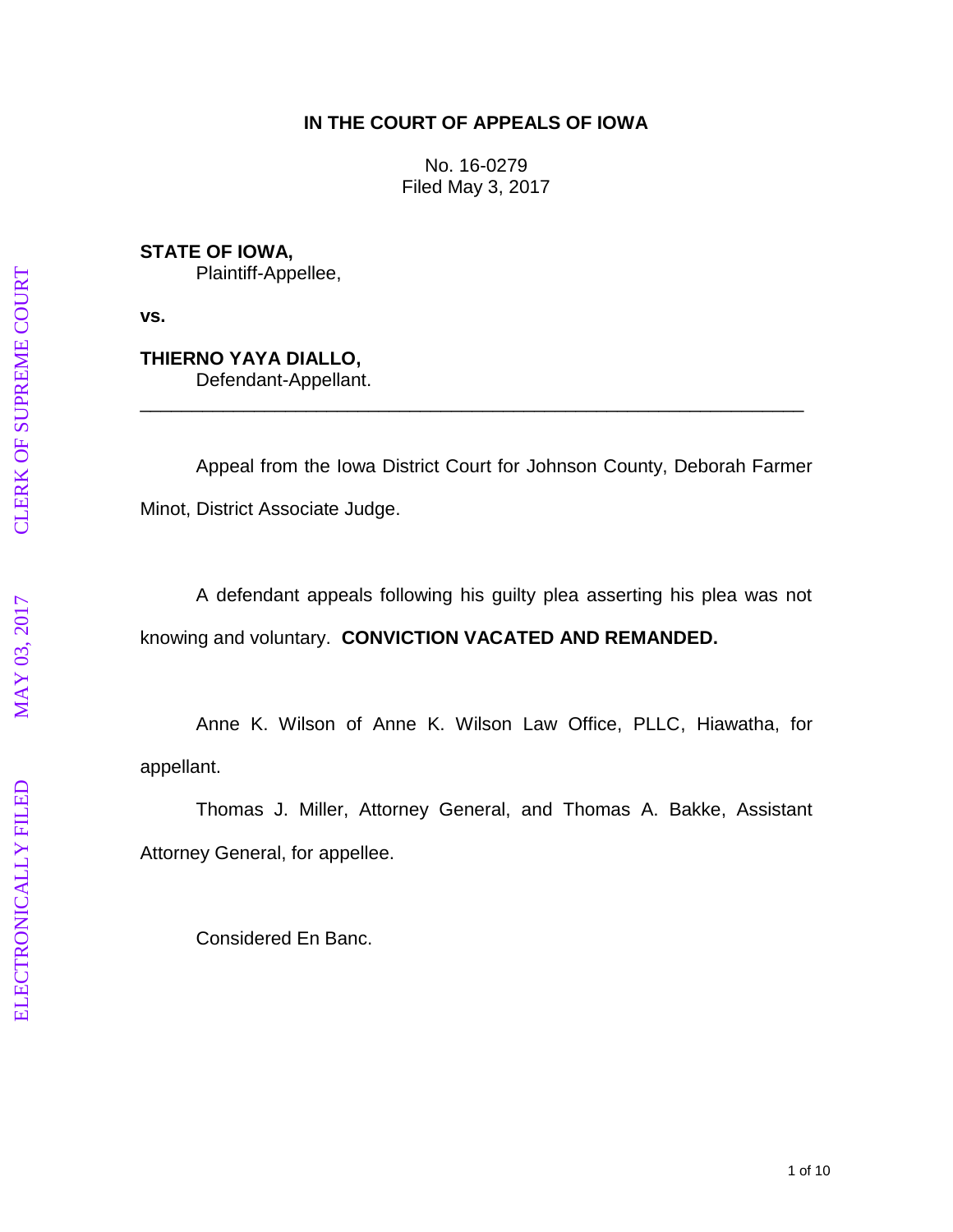**IN THE COURT OF APPEALS OF IOWA**

No. 16-0279
Filed May 3, 2017

**STATE OF IOWA,**
Plaintiff-Appellee,

**vs.**

**THIERNO YAYA DIALLO,**
Defendant-Appellant.

---

Appeal from the Iowa District Court for Johnson County, Deborah Farmer Minot, District Associate Judge.

A defendant appeals following his guilty plea asserting his plea was not knowing and voluntary. **CONVICTION VACATED AND REMANDED.**

Anne K. Wilson of Anne K. Wilson Law Office, PLLC, Hiawatha, for appellant.

Thomas J. Miller, Attorney General, and Thomas A. Bakke, Assistant Attorney General, for appellee.

Considered En Banc.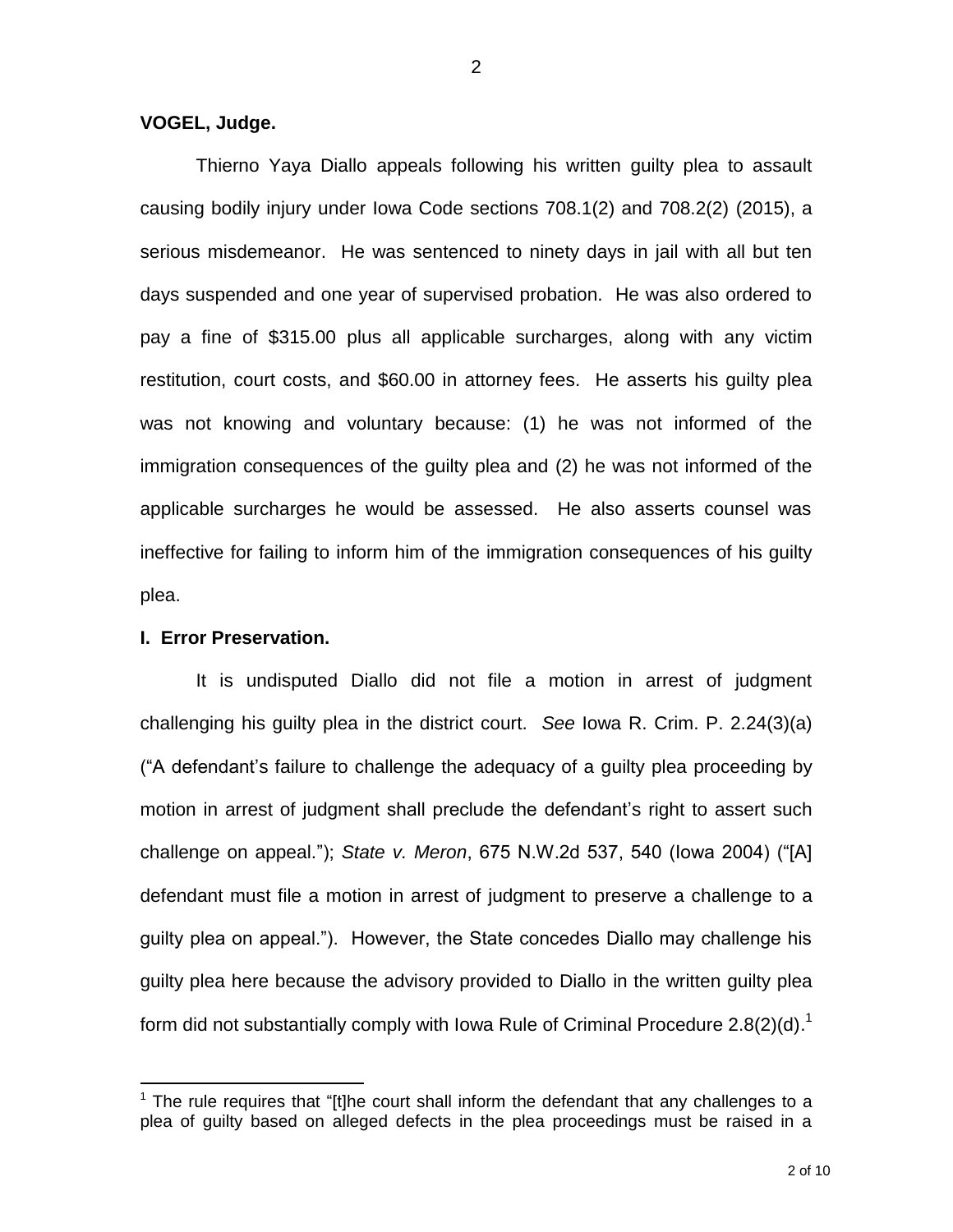**VOGEL, Judge.**

Thierno Yaya Diallo appeals following his written guilty plea to assault causing bodily injury under Iowa Code sections 708.1(2) and 708.2(2) (2015), a serious misdemeanor. He was sentenced to ninety days in jail with all but ten days suspended and one year of supervised probation. He was also ordered to pay a fine of $315.00 plus all applicable surcharges, along with any victim restitution, court costs, and $60.00 in attorney fees. He asserts his guilty plea was not knowing and voluntary because: (1) he was not informed of the immigration consequences of the guilty plea and (2) he was not informed of the applicable surcharges he would be assessed. He also asserts counsel was ineffective for failing to inform him of the immigration consequences of his guilty plea.

**I. Error Preservation.**

It is undisputed Diallo did not file a motion in arrest of judgment challenging his guilty plea in the district court. *See* Iowa R. Crim. P. 2.24(3)(a) ("A defendant's failure to challenge the adequacy of a guilty plea proceeding by motion in arrest of judgment shall preclude the defendant's right to assert such challenge on appeal."); *State v. Meron*, 675 N.W.2d 537, 540 (Iowa 2004) ("[A] defendant must file a motion in arrest of judgment to preserve a challenge to a guilty plea on appeal."). However, the State concedes Diallo may challenge his guilty plea here because the advisory provided to Diallo in the written guilty plea form did not substantially comply with Iowa Rule of Criminal Procedure 2.8(2)(d).[1]

[1] The rule requires that "[t]he court shall inform the defendant that any challenges to a plea of guilty based on alleged defects in the plea proceedings must be raised in a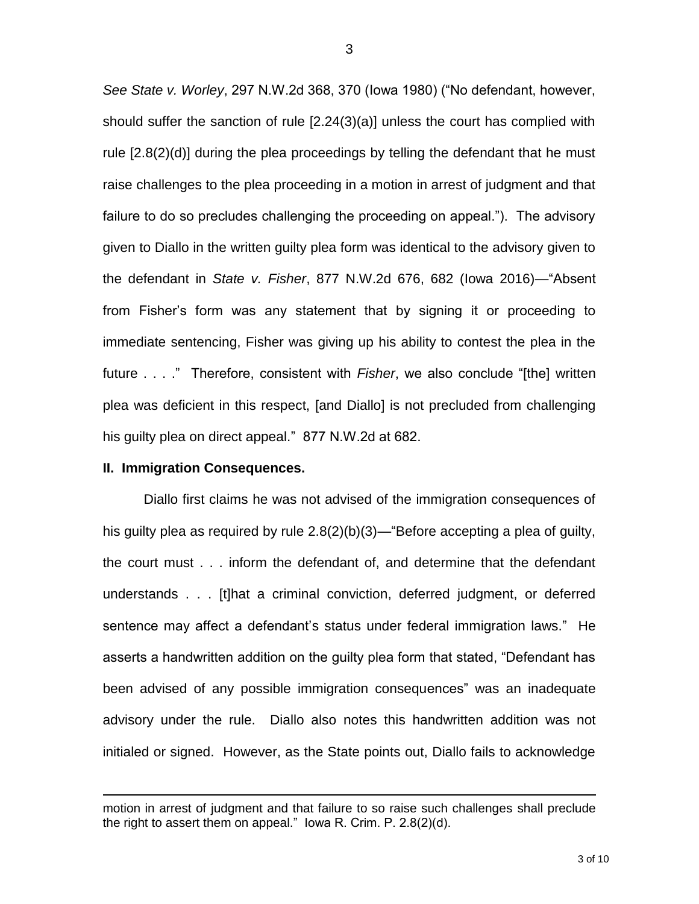*See State v. Worley*, 297 N.W.2d 368, 370 (Iowa 1980) ("No defendant, however, should suffer the sanction of rule [2.24(3)(a)] unless the court has complied with rule [2.8(2)(d)] during the plea proceedings by telling the defendant that he must raise challenges to the plea proceeding in a motion in arrest of judgment and that failure to do so precludes challenging the proceeding on appeal."). The advisory given to Diallo in the written guilty plea form was identical to the advisory given to the defendant in *State v. Fisher*, 877 N.W.2d 676, 682 (Iowa 2016)—"Absent from Fisher's form was any statement that by signing it or proceeding to immediate sentencing, Fisher was giving up his ability to contest the plea in the future . . . ." Therefore, consistent with *Fisher*, we also conclude "[the] written plea was deficient in this respect, [and Diallo] is not precluded from challenging his guilty plea on direct appeal." 877 N.W.2d at 682.

**II. Immigration Consequences.**

Diallo first claims he was not advised of the immigration consequences of his guilty plea as required by rule 2.8(2)(b)(3)—"Before accepting a plea of guilty, the court must . . . inform the defendant of, and determine that the defendant understands . . . [t]hat a criminal conviction, deferred judgment, or deferred sentence may affect a defendant's status under federal immigration laws." He asserts a handwritten addition on the guilty plea form that stated, "Defendant has been advised of any possible immigration consequences" was an inadequate advisory under the rule. Diallo also notes this handwritten addition was not initialed or signed. However, as the State points out, Diallo fails to acknowledge

---

motion in arrest of judgment and that failure to so raise such challenges shall preclude the right to assert them on appeal." Iowa R. Crim. P. 2.8(2)(d).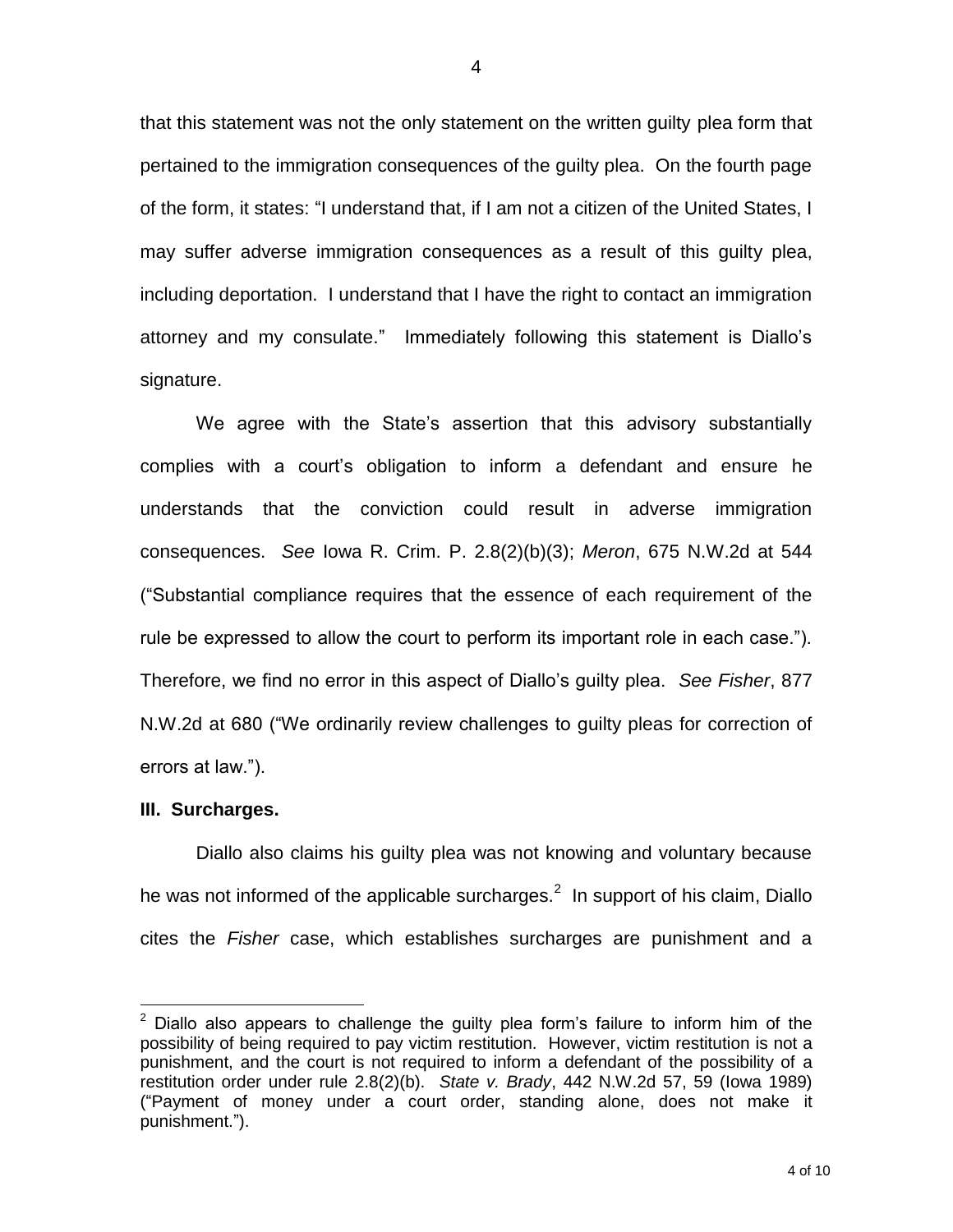that this statement was not the only statement on the written guilty plea form that pertained to the immigration consequences of the guilty plea. On the fourth page of the form, it states: "I understand that, if I am not a citizen of the United States, I may suffer adverse immigration consequences as a result of this guilty plea, including deportation. I understand that I have the right to contact an immigration attorney and my consulate." Immediately following this statement is Diallo's signature.

We agree with the State's assertion that this advisory substantially complies with a court's obligation to inform a defendant and ensure he understands that the conviction could result in adverse immigration consequences. *See* Iowa R. Crim. P. 2.8(2)(b)(3); *Meron*, 675 N.W.2d at 544 ("Substantial compliance requires that the essence of each requirement of the rule be expressed to allow the court to perform its important role in each case."). Therefore, we find no error in this aspect of Diallo's guilty plea. *See Fisher*, 877 N.W.2d at 680 ("We ordinarily review challenges to guilty pleas for correction of errors at law.").

**III. Surcharges.**

Diallo also claims his guilty plea was not knowing and voluntary because he was not informed of the applicable surcharges.[2] In support of his claim, Diallo cites the *Fisher* case, which establishes surcharges are punishment and a

---

[2] Diallo also appears to challenge the guilty plea form's failure to inform him of the possibility of being required to pay victim restitution. However, victim restitution is not a punishment, and the court is not required to inform a defendant of the possibility of a restitution order under rule 2.8(2)(b). *State v. Brady*, 442 N.W.2d 57, 59 (Iowa 1989) ("Payment of money under a court order, standing alone, does not make it punishment.").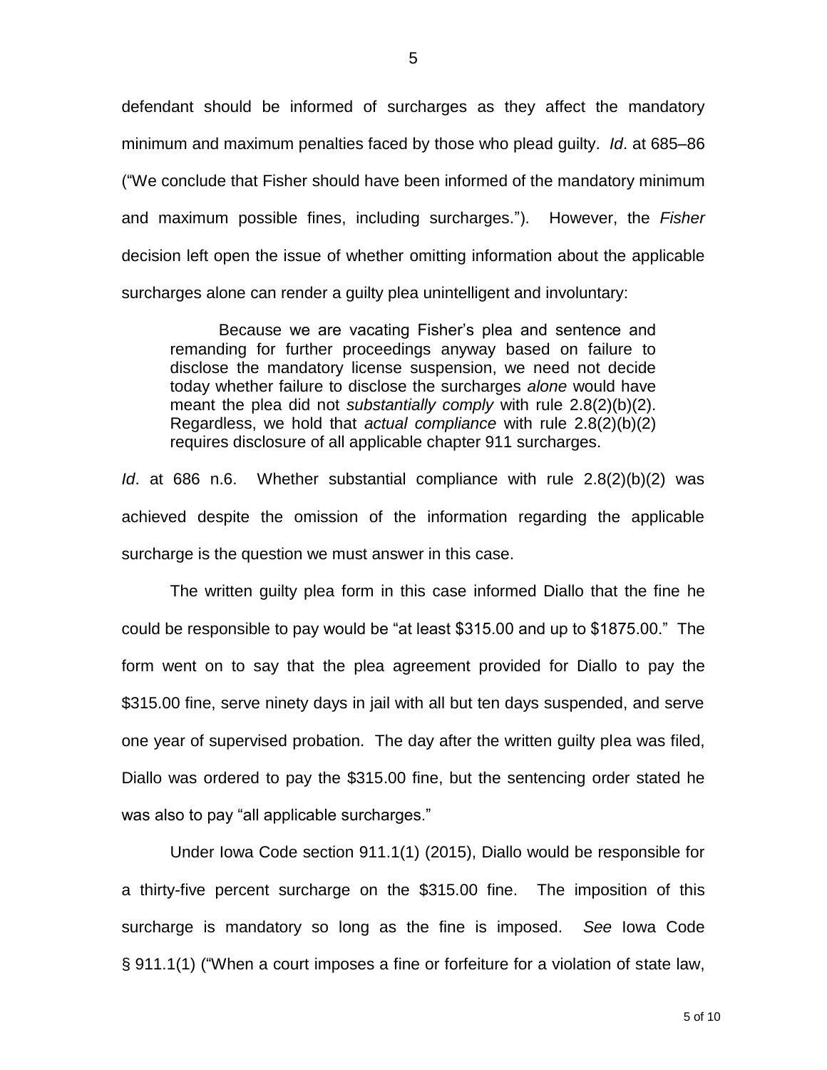defendant should be informed of surcharges as they affect the mandatory minimum and maximum penalties faced by those who plead guilty. *Id*. at 685–86 ("We conclude that Fisher should have been informed of the mandatory minimum and maximum possible fines, including surcharges."). However, the *Fisher* decision left open the issue of whether omitting information about the applicable surcharges alone can render a guilty plea unintelligent and involuntary:

> Because we are vacating Fisher's plea and sentence and remanding for further proceedings anyway based on failure to disclose the mandatory license suspension, we need not decide today whether failure to disclose the surcharges *alone* would have meant the plea did not *substantially comply* with rule 2.8(2)(b)(2). Regardless, we hold that *actual compliance* with rule 2.8(2)(b)(2) requires disclosure of all applicable chapter 911 surcharges.

*Id*. at 686 n.6. Whether substantial compliance with rule 2.8(2)(b)(2) was achieved despite the omission of the information regarding the applicable surcharge is the question we must answer in this case.

The written guilty plea form in this case informed Diallo that the fine he could be responsible to pay would be "at least $315.00 and up to $1875.00." The form went on to say that the plea agreement provided for Diallo to pay the $315.00 fine, serve ninety days in jail with all but ten days suspended, and serve one year of supervised probation. The day after the written guilty plea was filed, Diallo was ordered to pay the $315.00 fine, but the sentencing order stated he was also to pay "all applicable surcharges."

Under Iowa Code section 911.1(1) (2015), Diallo would be responsible for a thirty-five percent surcharge on the $315.00 fine. The imposition of this surcharge is mandatory so long as the fine is imposed. *See* Iowa Code § 911.1(1) ("When a court imposes a fine or forfeiture for a violation of state law,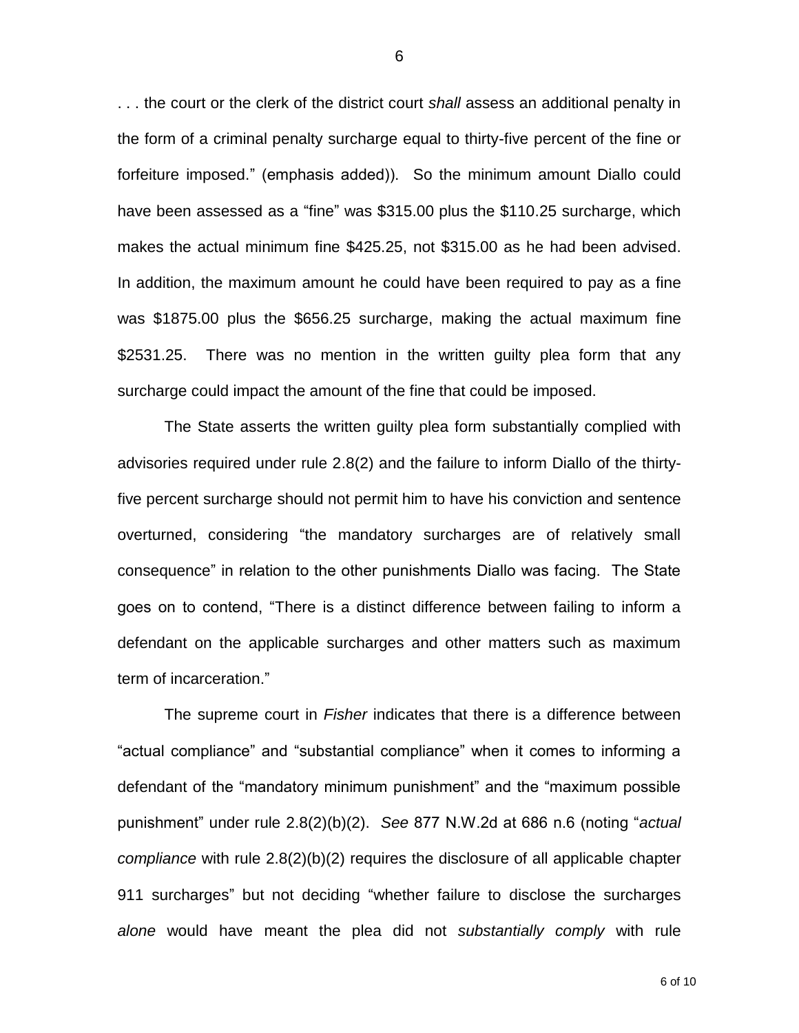. . . the court or the clerk of the district court *shall* assess an additional penalty in the form of a criminal penalty surcharge equal to thirty-five percent of the fine or forfeiture imposed." (emphasis added)). So the minimum amount Diallo could have been assessed as a "fine" was $315.00 plus the $110.25 surcharge, which makes the actual minimum fine $425.25, not $315.00 as he had been advised. In addition, the maximum amount he could have been required to pay as a fine was $1875.00 plus the $656.25 surcharge, making the actual maximum fine $2531.25. There was no mention in the written guilty plea form that any surcharge could impact the amount of the fine that could be imposed.

The State asserts the written guilty plea form substantially complied with advisories required under rule 2.8(2) and the failure to inform Diallo of the thirty-five percent surcharge should not permit him to have his conviction and sentence overturned, considering "the mandatory surcharges are of relatively small consequence" in relation to the other punishments Diallo was facing. The State goes on to contend, "There is a distinct difference between failing to inform a defendant on the applicable surcharges and other matters such as maximum term of incarceration."

The supreme court in *Fisher* indicates that there is a difference between "actual compliance" and "substantial compliance" when it comes to informing a defendant of the "mandatory minimum punishment" and the "maximum possible punishment" under rule 2.8(2)(b)(2). *See* 877 N.W.2d at 686 n.6 (noting "*actual compliance* with rule 2.8(2)(b)(2) requires the disclosure of all applicable chapter 911 surcharges" but not deciding "whether failure to disclose the surcharges *alone* would have meant the plea did not *substantially comply* with rule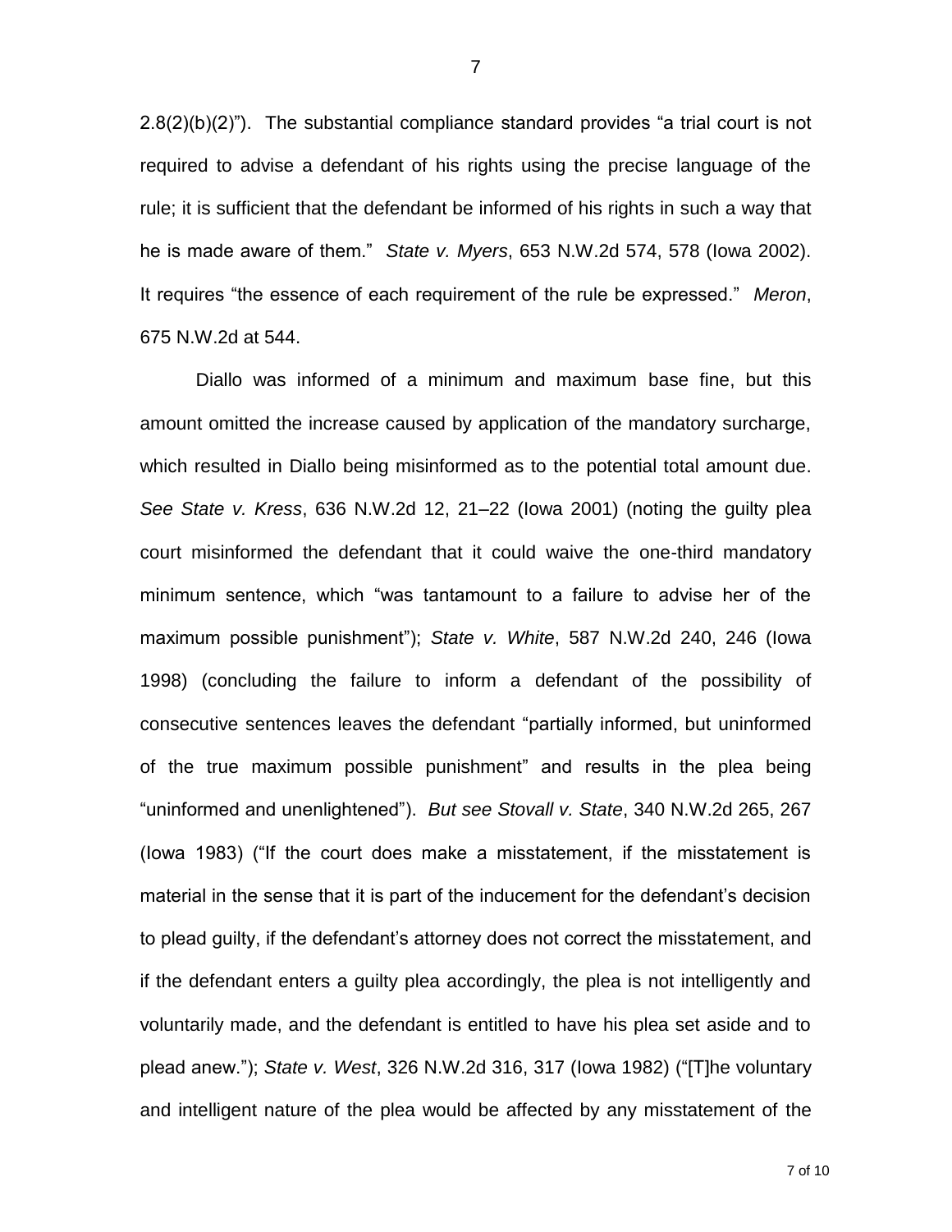2.8(2)(b)(2)"). The substantial compliance standard provides "a trial court is not required to advise a defendant of his rights using the precise language of the rule; it is sufficient that the defendant be informed of his rights in such a way that he is made aware of them." *State v. Myers*, 653 N.W.2d 574, 578 (Iowa 2002). It requires "the essence of each requirement of the rule be expressed." *Meron*, 675 N.W.2d at 544.

Diallo was informed of a minimum and maximum base fine, but this amount omitted the increase caused by application of the mandatory surcharge, which resulted in Diallo being misinformed as to the potential total amount due. *See State v. Kress*, 636 N.W.2d 12, 21–22 (Iowa 2001) (noting the guilty plea court misinformed the defendant that it could waive the one-third mandatory minimum sentence, which "was tantamount to a failure to advise her of the maximum possible punishment"); *State v. White*, 587 N.W.2d 240, 246 (Iowa 1998) (concluding the failure to inform a defendant of the possibility of consecutive sentences leaves the defendant "partially informed, but uninformed of the true maximum possible punishment" and results in the plea being "uninformed and unenlightened"). *But see Stovall v. State*, 340 N.W.2d 265, 267 (Iowa 1983) ("If the court does make a misstatement, if the misstatement is material in the sense that it is part of the inducement for the defendant's decision to plead guilty, if the defendant's attorney does not correct the misstatement, and if the defendant enters a guilty plea accordingly, the plea is not intelligently and voluntarily made, and the defendant is entitled to have his plea set aside and to plead anew."); *State v. West*, 326 N.W.2d 316, 317 (Iowa 1982) ("[T]he voluntary and intelligent nature of the plea would be affected by any misstatement of the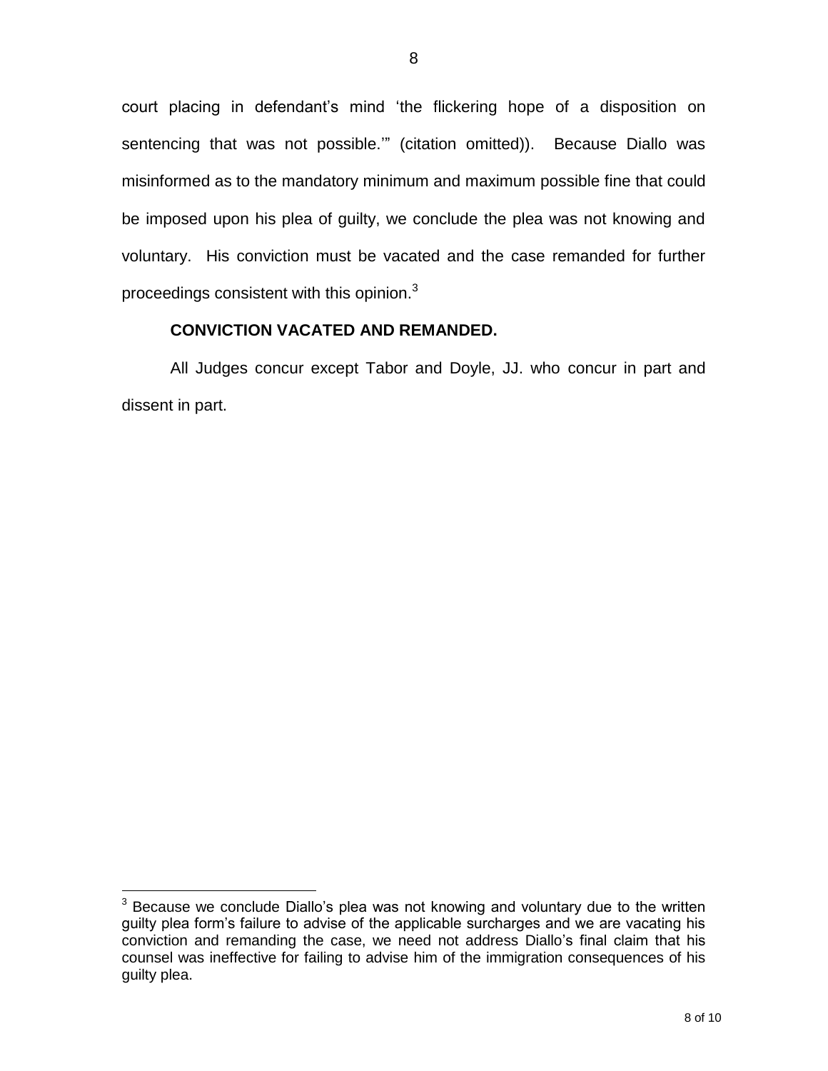court placing in defendant's mind 'the flickering hope of a disposition on sentencing that was not possible.'" (citation omitted)). Because Diallo was misinformed as to the mandatory minimum and maximum possible fine that could be imposed upon his plea of guilty, we conclude the plea was not knowing and voluntary. His conviction must be vacated and the case remanded for further proceedings consistent with this opinion.[3]

**CONVICTION VACATED AND REMANDED.**

All Judges concur except Tabor and Doyle, JJ. who concur in part and dissent in part.

---

[3] Because we conclude Diallo's plea was not knowing and voluntary due to the written guilty plea form's failure to advise of the applicable surcharges and we are vacating his conviction and remanding the case, we need not address Diallo's final claim that his counsel was ineffective for failing to advise him of the immigration consequences of his guilty plea.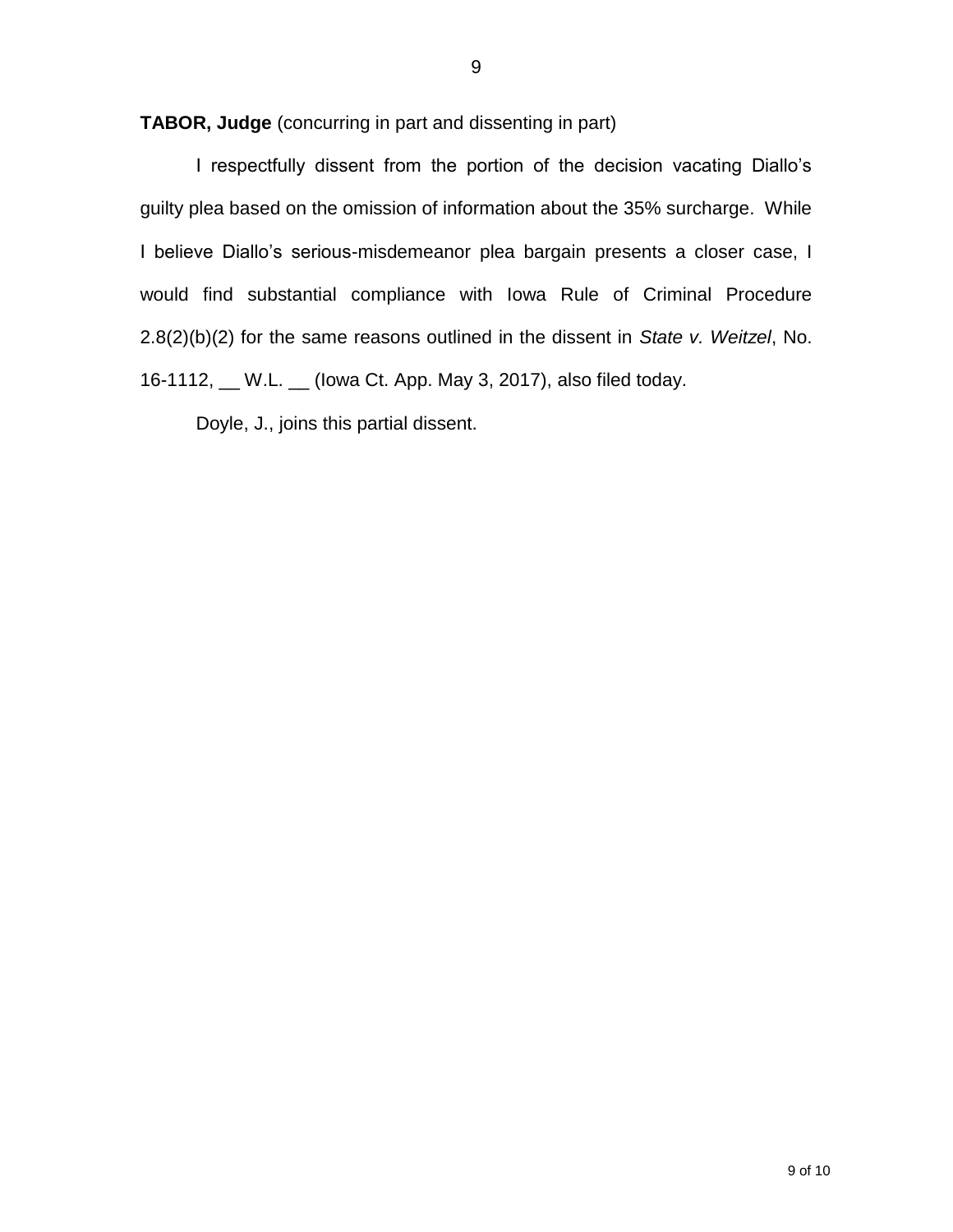**TABOR, Judge** (concurring in part and dissenting in part)

I respectfully dissent from the portion of the decision vacating Diallo's guilty plea based on the omission of information about the 35% surcharge. While I believe Diallo's serious-misdemeanor plea bargain presents a closer case, I would find substantial compliance with Iowa Rule of Criminal Procedure 2.8(2)(b)(2) for the same reasons outlined in the dissent in *State v. Weitzel*, No. 16-1112, __ W.L. __ (Iowa Ct. App. May 3, 2017), also filed today.

Doyle, J., joins this partial dissent.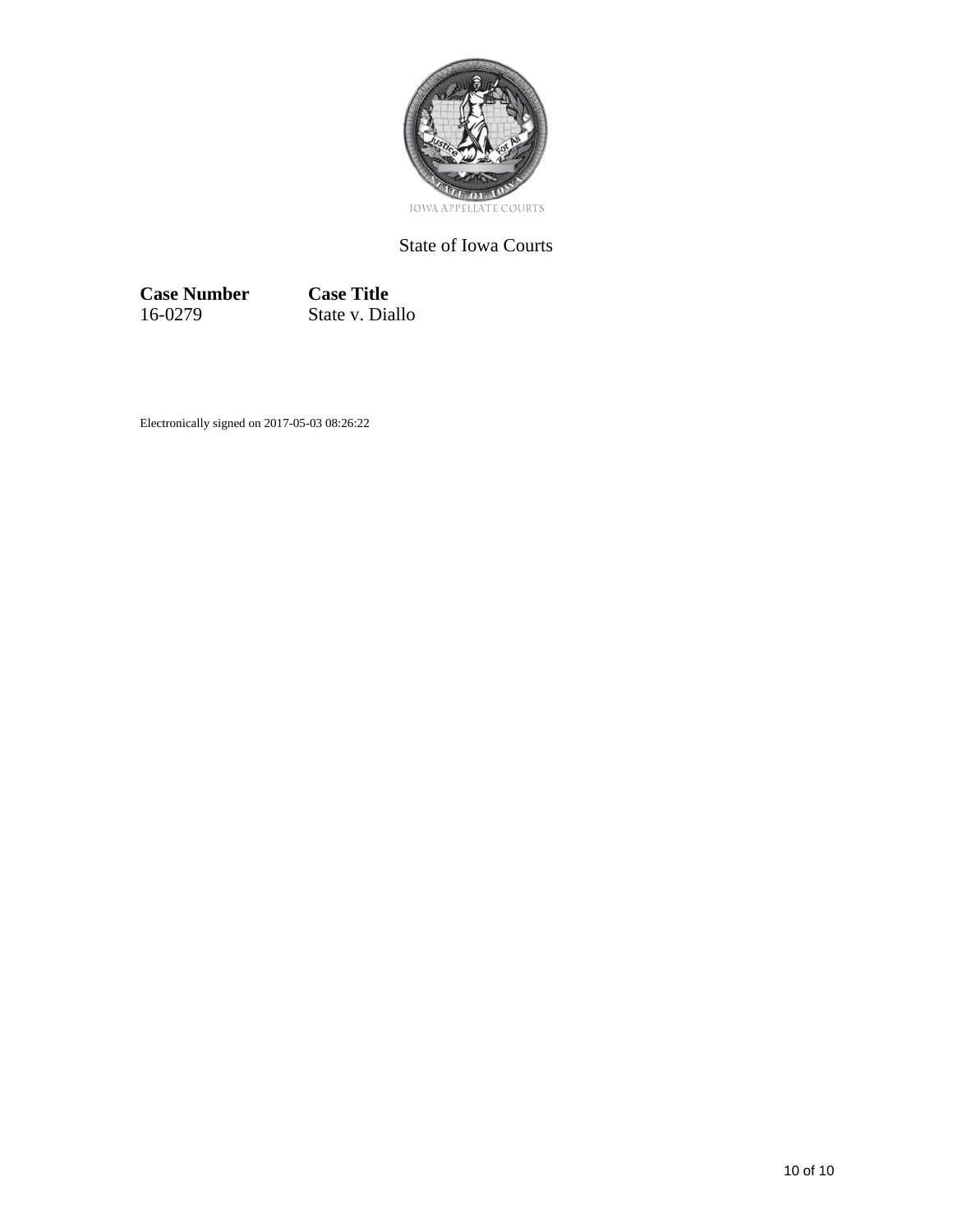IOWA APPELLATE COURTS

State of Iowa Courts

| **Case Number** | **Case Title** |
| --- | --- |
| 16-0279 | State v. Diallo |

Electronically signed on 2017-05-03 08:26:22